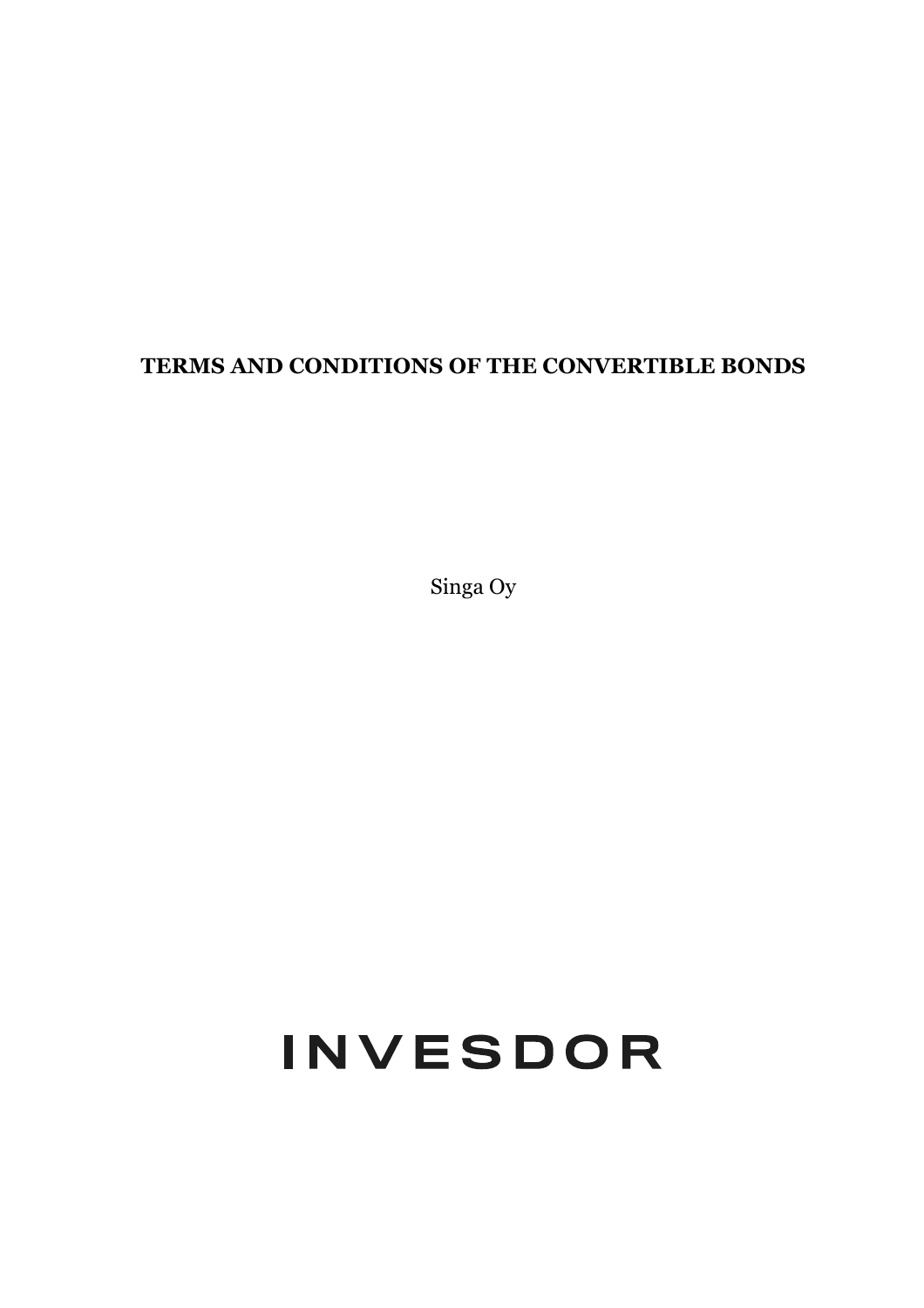# TERMS AND CONDITIONS OF THE CONVERTIBLE BONDS

Singa Oy

INVESDOR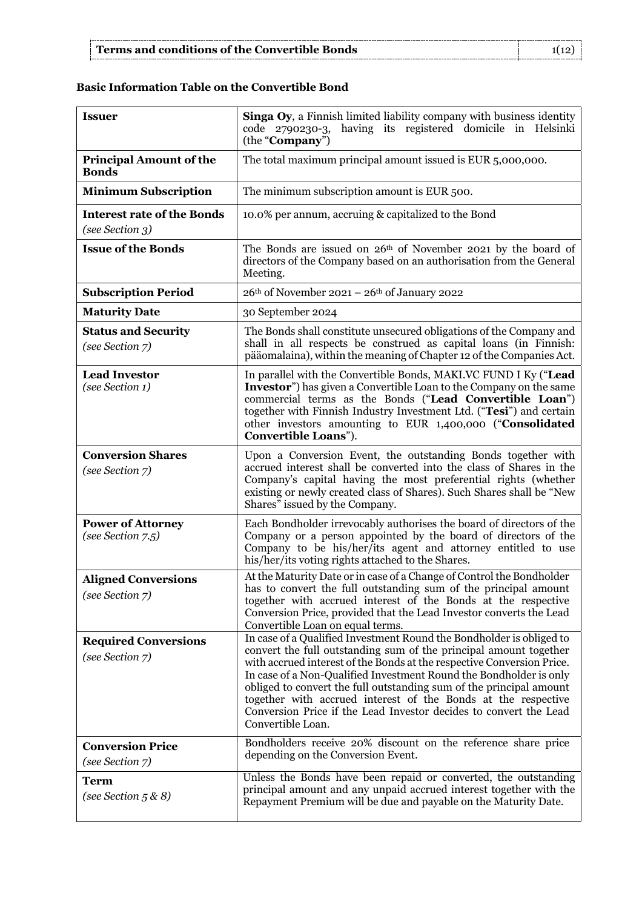## Basic Information Table on the Convertible Bond

| | |
|---|---|
| **Issuer** | **Singa Oy**, a Finnish limited liability company with business identity code 2790230-3, having its registered domicile in Helsinki (the "**Company**") |
| **Principal Amount of the Bonds** | The total maximum principal amount issued is EUR 5,000,000. |
| **Minimum Subscription** | The minimum subscription amount is EUR 500. |
| **Interest rate of the Bonds** *(see Section 3)* | 10.0% per annum, accruing & capitalized to the Bond |
| **Issue of the Bonds** | The Bonds are issued on 26th of November 2021 by the board of directors of the Company based on an authorisation from the General Meeting. |
| **Subscription Period** | 26th of November 2021 – 26th of January 2022 |
| **Maturity Date** | 30 September 2024 |
| **Status and Security** *(see Section 7)* | The Bonds shall constitute unsecured obligations of the Company and shall in all respects be construed as capital loans (in Finnish: pääomalaina), within the meaning of Chapter 12 of the Companies Act. |
| **Lead Investor** *(see Section 1)* | In parallel with the Convertible Bonds, MAKI.VC FUND I Ky ("**Lead Investor**") has given a Convertible Loan to the Company on the same commercial terms as the Bonds ("**Lead Convertible Loan**") together with Finnish Industry Investment Ltd. ("**Tesi**") and certain other investors amounting to EUR 1,400,000 ("**Consolidated Convertible Loans**"). |
| **Conversion Shares** *(see Section 7)* | Upon a Conversion Event, the outstanding Bonds together with accrued interest shall be converted into the class of Shares in the Company's capital having the most preferential rights (whether existing or newly created class of Shares). Such Shares shall be "New Shares" issued by the Company. |
| **Power of Attorney** *(see Section 7.5)* | Each Bondholder irrevocably authorises the board of directors of the Company or a person appointed by the board of directors of the Company to be his/her/its agent and attorney entitled to use his/her/its voting rights attached to the Shares. |
| **Aligned Conversions** *(see Section 7)* | At the Maturity Date or in case of a Change of Control the Bondholder has to convert the full outstanding sum of the principal amount together with accrued interest of the Bonds at the respective Conversion Price, provided that the Lead Investor converts the Lead Convertible Loan on equal terms. |
| **Required Conversions** *(see Section 7)* | In case of a Qualified Investment Round the Bondholder is obliged to convert the full outstanding sum of the principal amount together with accrued interest of the Bonds at the respective Conversion Price. In case of a Non-Qualified Investment Round the Bondholder is only obliged to convert the full outstanding sum of the principal amount together with accrued interest of the Bonds at the respective Conversion Price if the Lead Investor decides to convert the Lead Convertible Loan. |
| **Conversion Price** *(see Section 7)* | Bondholders receive 20% discount on the reference share price depending on the Conversion Event. |
| **Term** *(see Section 5 & 8)* | Unless the Bonds have been repaid or converted, the outstanding principal amount and any unpaid accrued interest together with the Repayment Premium will be due and payable on the Maturity Date. |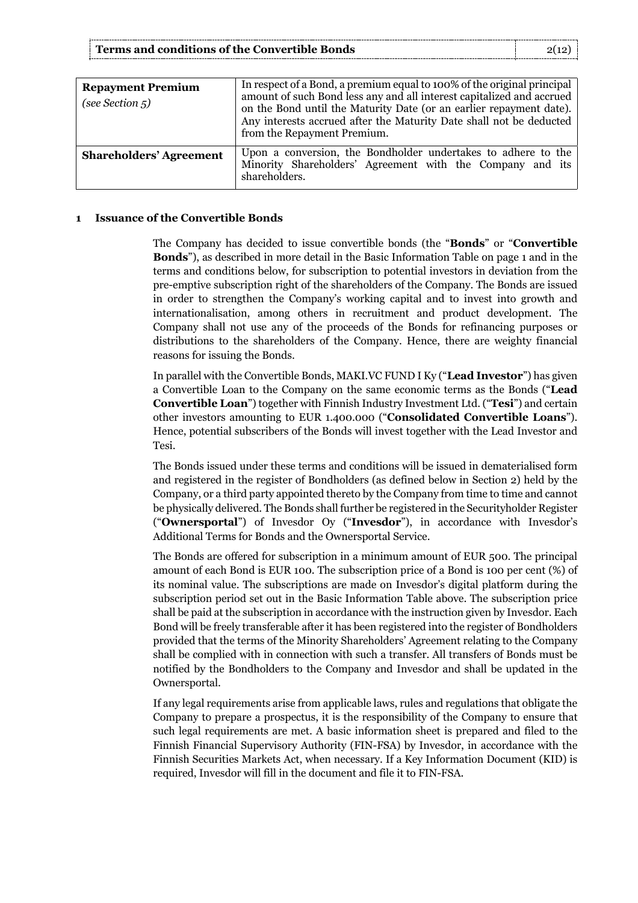| | |
|---|---|
| **Repayment Premium** *(see Section 5)* | In respect of a Bond, a premium equal to 100% of the original principal amount of such Bond less any and all interest capitalized and accrued on the Bond until the Maturity Date (or an earlier repayment date). Any interests accrued after the Maturity Date shall not be deducted from the Repayment Premium. |
| **Shareholders' Agreement** | Upon a conversion, the Bondholder undertakes to adhere to the Minority Shareholders' Agreement with the Company and its shareholders. |

## 1 Issuance of the Convertible Bonds

The Company has decided to issue convertible bonds (the "**Bonds**" or "**Convertible Bonds**"), as described in more detail in the Basic Information Table on page 1 and in the terms and conditions below, for subscription to potential investors in deviation from the pre-emptive subscription right of the shareholders of the Company. The Bonds are issued in order to strengthen the Company's working capital and to invest into growth and internationalisation, among others in recruitment and product development. The Company shall not use any of the proceeds of the Bonds for refinancing purposes or distributions to the shareholders of the Company. Hence, there are weighty financial reasons for issuing the Bonds.

In parallel with the Convertible Bonds, MAKI.VC FUND I Ky ("**Lead Investor**") has given a Convertible Loan to the Company on the same economic terms as the Bonds ("**Lead Convertible Loan**") together with Finnish Industry Investment Ltd. ("**Tesi**") and certain other investors amounting to EUR 1.400.000 ("**Consolidated Convertible Loans**"). Hence, potential subscribers of the Bonds will invest together with the Lead Investor and Tesi.

The Bonds issued under these terms and conditions will be issued in dematerialised form and registered in the register of Bondholders (as defined below in Section 2) held by the Company, or a third party appointed thereto by the Company from time to time and cannot be physically delivered. The Bonds shall further be registered in the Securityholder Register ("**Ownersportal**") of Invesdor Oy ("**Invesdor**"), in accordance with Invesdor's Additional Terms for Bonds and the Ownersportal Service.

The Bonds are offered for subscription in a minimum amount of EUR 500. The principal amount of each Bond is EUR 100. The subscription price of a Bond is 100 per cent (%) of its nominal value. The subscriptions are made on Invesdor's digital platform during the subscription period set out in the Basic Information Table above. The subscription price shall be paid at the subscription in accordance with the instruction given by Invesdor. Each Bond will be freely transferable after it has been registered into the register of Bondholders provided that the terms of the Minority Shareholders' Agreement relating to the Company shall be complied with in connection with such a transfer. All transfers of Bonds must be notified by the Bondholders to the Company and Invesdor and shall be updated in the Ownersportal.

If any legal requirements arise from applicable laws, rules and regulations that obligate the Company to prepare a prospectus, it is the responsibility of the Company to ensure that such legal requirements are met. A basic information sheet is prepared and filed to the Finnish Financial Supervisory Authority (FIN-FSA) by Invesdor, in accordance with the Finnish Securities Markets Act, when necessary. If a Key Information Document (KID) is required, Invesdor will fill in the document and file it to FIN-FSA.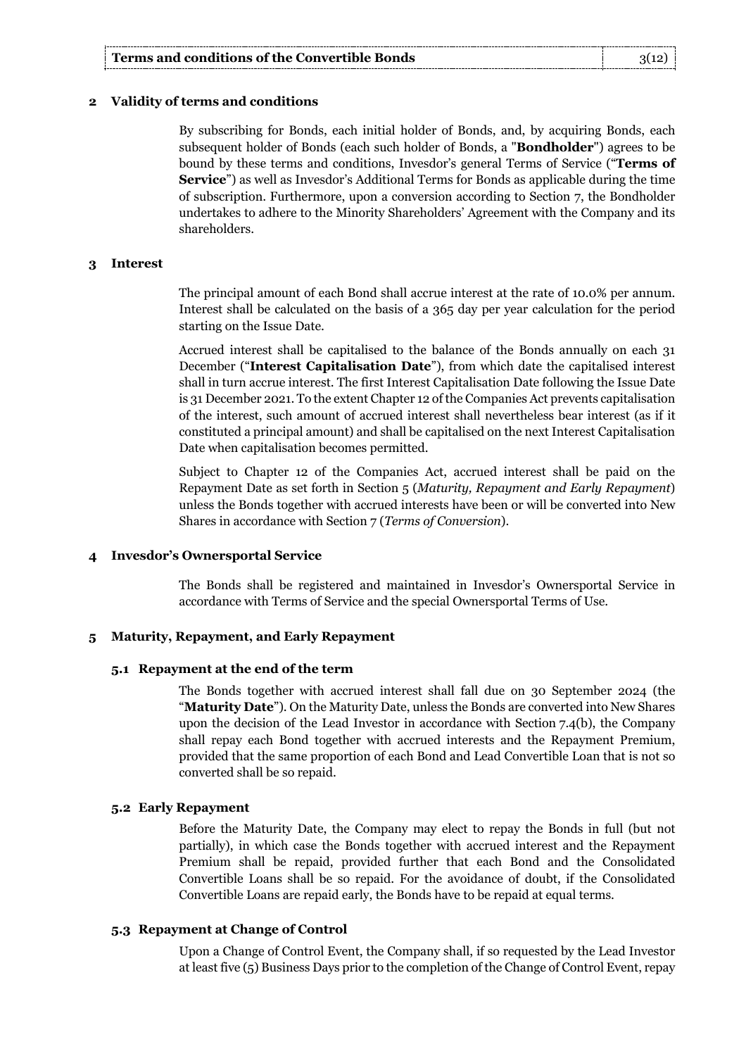## 2 Validity of terms and conditions

By subscribing for Bonds, each initial holder of Bonds, and, by acquiring Bonds, each subsequent holder of Bonds (each such holder of Bonds, a "**Bondholder**") agrees to be bound by these terms and conditions, Invesdor's general Terms of Service ("**Terms of Service**") as well as Invesdor's Additional Terms for Bonds as applicable during the time of subscription. Furthermore, upon a conversion according to Section 7, the Bondholder undertakes to adhere to the Minority Shareholders' Agreement with the Company and its shareholders.

## 3 Interest

The principal amount of each Bond shall accrue interest at the rate of 10.0% per annum. Interest shall be calculated on the basis of a 365 day per year calculation for the period starting on the Issue Date.

Accrued interest shall be capitalised to the balance of the Bonds annually on each 31 December ("**Interest Capitalisation Date**"), from which date the capitalised interest shall in turn accrue interest. The first Interest Capitalisation Date following the Issue Date is 31 December 2021. To the extent Chapter 12 of the Companies Act prevents capitalisation of the interest, such amount of accrued interest shall nevertheless bear interest (as if it constituted a principal amount) and shall be capitalised on the next Interest Capitalisation Date when capitalisation becomes permitted.

Subject to Chapter 12 of the Companies Act, accrued interest shall be paid on the Repayment Date as set forth in Section 5 (*Maturity, Repayment and Early Repayment*) unless the Bonds together with accrued interests have been or will be converted into New Shares in accordance with Section 7 (*Terms of Conversion*).

## 4 Invesdor's Ownersportal Service

The Bonds shall be registered and maintained in Invesdor's Ownersportal Service in accordance with Terms of Service and the special Ownersportal Terms of Use.

## 5 Maturity, Repayment, and Early Repayment

### 5.1 Repayment at the end of the term

The Bonds together with accrued interest shall fall due on 30 September 2024 (the "**Maturity Date**"). On the Maturity Date, unless the Bonds are converted into New Shares upon the decision of the Lead Investor in accordance with Section 7.4(b), the Company shall repay each Bond together with accrued interests and the Repayment Premium, provided that the same proportion of each Bond and Lead Convertible Loan that is not so converted shall be so repaid.

### 5.2 Early Repayment

Before the Maturity Date, the Company may elect to repay the Bonds in full (but not partially), in which case the Bonds together with accrued interest and the Repayment Premium shall be repaid, provided further that each Bond and the Consolidated Convertible Loans shall be so repaid. For the avoidance of doubt, if the Consolidated Convertible Loans are repaid early, the Bonds have to be repaid at equal terms.

### 5.3 Repayment at Change of Control

Upon a Change of Control Event, the Company shall, if so requested by the Lead Investor at least five (5) Business Days prior to the completion of the Change of Control Event, repay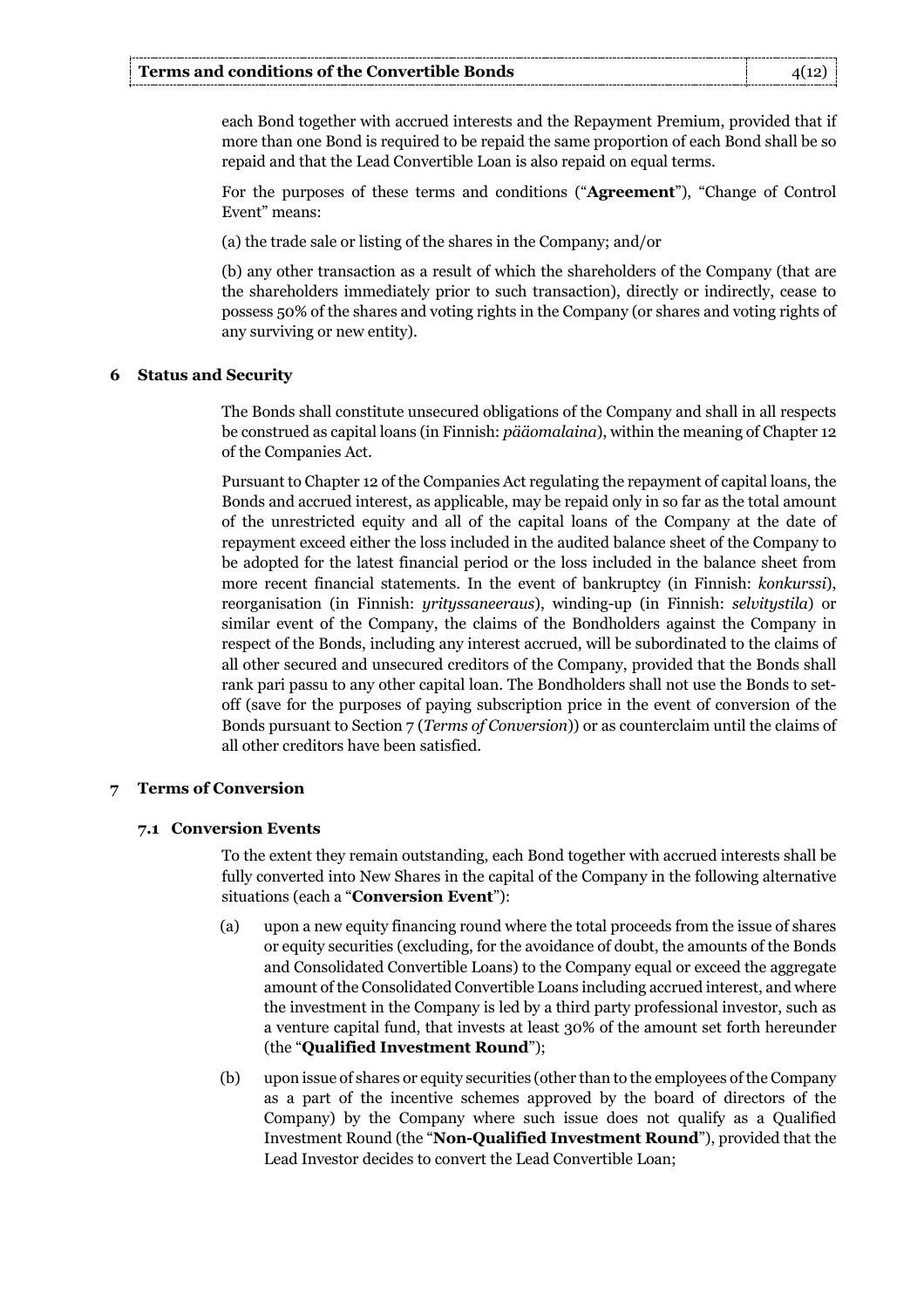each Bond together with accrued interests and the Repayment Premium, provided that if more than one Bond is required to be repaid the same proportion of each Bond shall be so repaid and that the Lead Convertible Loan is also repaid on equal terms.

For the purposes of these terms and conditions ("**Agreement**"), "Change of Control Event" means:

(a) the trade sale or listing of the shares in the Company; and/or

(b) any other transaction as a result of which the shareholders of the Company (that are the shareholders immediately prior to such transaction), directly or indirectly, cease to possess 50% of the shares and voting rights in the Company (or shares and voting rights of any surviving or new entity).

## 6 Status and Security

The Bonds shall constitute unsecured obligations of the Company and shall in all respects be construed as capital loans (in Finnish: *pääomalaina*), within the meaning of Chapter 12 of the Companies Act.

Pursuant to Chapter 12 of the Companies Act regulating the repayment of capital loans, the Bonds and accrued interest, as applicable, may be repaid only in so far as the total amount of the unrestricted equity and all of the capital loans of the Company at the date of repayment exceed either the loss included in the audited balance sheet of the Company to be adopted for the latest financial period or the loss included in the balance sheet from more recent financial statements. In the event of bankruptcy (in Finnish: *konkurssi*), reorganisation (in Finnish: *yrityssaneeraus*), winding-up (in Finnish: *selvitystila*) or similar event of the Company, the claims of the Bondholders against the Company in respect of the Bonds, including any interest accrued, will be subordinated to the claims of all other secured and unsecured creditors of the Company, provided that the Bonds shall rank pari passu to any other capital loan. The Bondholders shall not use the Bonds to set-off (save for the purposes of paying subscription price in the event of conversion of the Bonds pursuant to Section 7 (*Terms of Conversion*)) or as counterclaim until the claims of all other creditors have been satisfied.

## 7 Terms of Conversion

### 7.1 Conversion Events

To the extent they remain outstanding, each Bond together with accrued interests shall be fully converted into New Shares in the capital of the Company in the following alternative situations (each a "**Conversion Event**"):

(a) upon a new equity financing round where the total proceeds from the issue of shares or equity securities (excluding, for the avoidance of doubt, the amounts of the Bonds and Consolidated Convertible Loans) to the Company equal or exceed the aggregate amount of the Consolidated Convertible Loans including accrued interest, and where the investment in the Company is led by a third party professional investor, such as a venture capital fund, that invests at least 30% of the amount set forth hereunder (the "**Qualified Investment Round**");

(b) upon issue of shares or equity securities (other than to the employees of the Company as a part of the incentive schemes approved by the board of directors of the Company) by the Company where such issue does not qualify as a Qualified Investment Round (the "**Non-Qualified Investment Round**"), provided that the Lead Investor decides to convert the Lead Convertible Loan;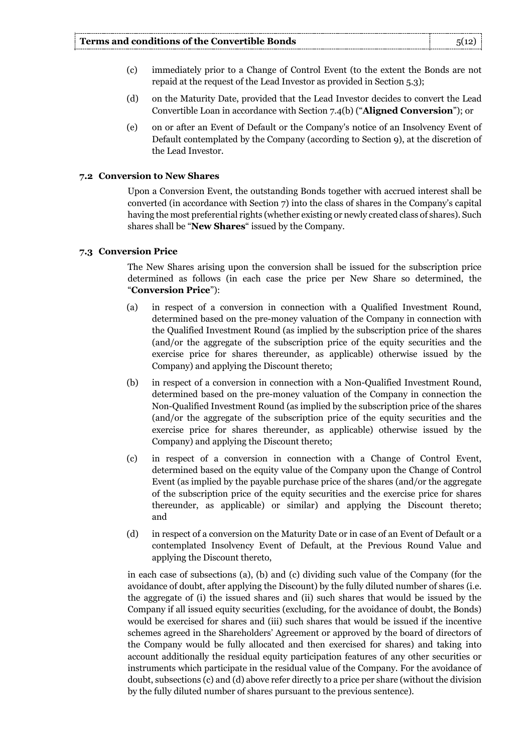(c) immediately prior to a Change of Control Event (to the extent the Bonds are not repaid at the request of the Lead Investor as provided in Section 5.3);

(d) on the Maturity Date, provided that the Lead Investor decides to convert the Lead Convertible Loan in accordance with Section 7.4(b) ("**Aligned Conversion**"); or

(e) on or after an Event of Default or the Company's notice of an Insolvency Event of Default contemplated by the Company (according to Section 9), at the discretion of the Lead Investor.

### 7.2 Conversion to New Shares

Upon a Conversion Event, the outstanding Bonds together with accrued interest shall be converted (in accordance with Section 7) into the class of shares in the Company's capital having the most preferential rights (whether existing or newly created class of shares). Such shares shall be "**New Shares**" issued by the Company.

### 7.3 Conversion Price

The New Shares arising upon the conversion shall be issued for the subscription price determined as follows (in each case the price per New Share so determined, the "**Conversion Price**"):

(a) in respect of a conversion in connection with a Qualified Investment Round, determined based on the pre-money valuation of the Company in connection with the Qualified Investment Round (as implied by the subscription price of the shares (and/or the aggregate of the subscription price of the equity securities and the exercise price for shares thereunder, as applicable) otherwise issued by the Company) and applying the Discount thereto;

(b) in respect of a conversion in connection with a Non-Qualified Investment Round, determined based on the pre-money valuation of the Company in connection the Non-Qualified Investment Round (as implied by the subscription price of the shares (and/or the aggregate of the subscription price of the equity securities and the exercise price for shares thereunder, as applicable) otherwise issued by the Company) and applying the Discount thereto;

(c) in respect of a conversion in connection with a Change of Control Event, determined based on the equity value of the Company upon the Change of Control Event (as implied by the payable purchase price of the shares (and/or the aggregate of the subscription price of the equity securities and the exercise price for shares thereunder, as applicable) or similar) and applying the Discount thereto; and

(d) in respect of a conversion on the Maturity Date or in case of an Event of Default or a contemplated Insolvency Event of Default, at the Previous Round Value and applying the Discount thereto,

in each case of subsections (a), (b) and (c) dividing such value of the Company (for the avoidance of doubt, after applying the Discount) by the fully diluted number of shares (i.e. the aggregate of (i) the issued shares and (ii) such shares that would be issued by the Company if all issued equity securities (excluding, for the avoidance of doubt, the Bonds) would be exercised for shares and (iii) such shares that would be issued if the incentive schemes agreed in the Shareholders' Agreement or approved by the board of directors of the Company would be fully allocated and then exercised for shares) and taking into account additionally the residual equity participation features of any other securities or instruments which participate in the residual value of the Company. For the avoidance of doubt, subsections (c) and (d) above refer directly to a price per share (without the division by the fully diluted number of shares pursuant to the previous sentence).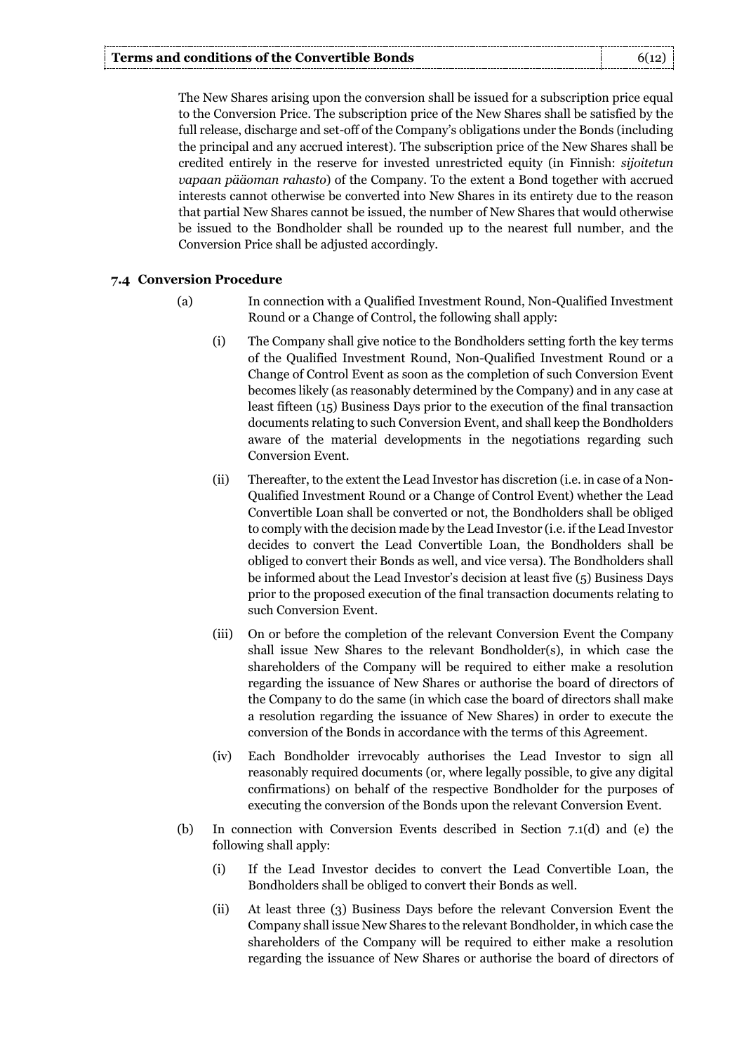The New Shares arising upon the conversion shall be issued for a subscription price equal to the Conversion Price. The subscription price of the New Shares shall be satisfied by the full release, discharge and set-off of the Company's obligations under the Bonds (including the principal and any accrued interest). The subscription price of the New Shares shall be credited entirely in the reserve for invested unrestricted equity (in Finnish: *sijoitetun vapaan pääoman rahasto*) of the Company. To the extent a Bond together with accrued interests cannot otherwise be converted into New Shares in its entirety due to the reason that partial New Shares cannot be issued, the number of New Shares that would otherwise be issued to the Bondholder shall be rounded up to the nearest full number, and the Conversion Price shall be adjusted accordingly.

### 7.4 Conversion Procedure

(a) In connection with a Qualified Investment Round, Non-Qualified Investment Round or a Change of Control, the following shall apply:

(i) The Company shall give notice to the Bondholders setting forth the key terms of the Qualified Investment Round, Non-Qualified Investment Round or a Change of Control Event as soon as the completion of such Conversion Event becomes likely (as reasonably determined by the Company) and in any case at least fifteen (15) Business Days prior to the execution of the final transaction documents relating to such Conversion Event, and shall keep the Bondholders aware of the material developments in the negotiations regarding such Conversion Event.

(ii) Thereafter, to the extent the Lead Investor has discretion (i.e. in case of a Non-Qualified Investment Round or a Change of Control Event) whether the Lead Convertible Loan shall be converted or not, the Bondholders shall be obliged to comply with the decision made by the Lead Investor (i.e. if the Lead Investor decides to convert the Lead Convertible Loan, the Bondholders shall be obliged to convert their Bonds as well, and vice versa). The Bondholders shall be informed about the Lead Investor's decision at least five (5) Business Days prior to the proposed execution of the final transaction documents relating to such Conversion Event.

(iii) On or before the completion of the relevant Conversion Event the Company shall issue New Shares to the relevant Bondholder(s), in which case the shareholders of the Company will be required to either make a resolution regarding the issuance of New Shares or authorise the board of directors of the Company to do the same (in which case the board of directors shall make a resolution regarding the issuance of New Shares) in order to execute the conversion of the Bonds in accordance with the terms of this Agreement.

(iv) Each Bondholder irrevocably authorises the Lead Investor to sign all reasonably required documents (or, where legally possible, to give any digital confirmations) on behalf of the respective Bondholder for the purposes of executing the conversion of the Bonds upon the relevant Conversion Event.

(b) In connection with Conversion Events described in Section 7.1(d) and (e) the following shall apply:

(i) If the Lead Investor decides to convert the Lead Convertible Loan, the Bondholders shall be obliged to convert their Bonds as well.

(ii) At least three (3) Business Days before the relevant Conversion Event the Company shall issue New Shares to the relevant Bondholder, in which case the shareholders of the Company will be required to either make a resolution regarding the issuance of New Shares or authorise the board of directors of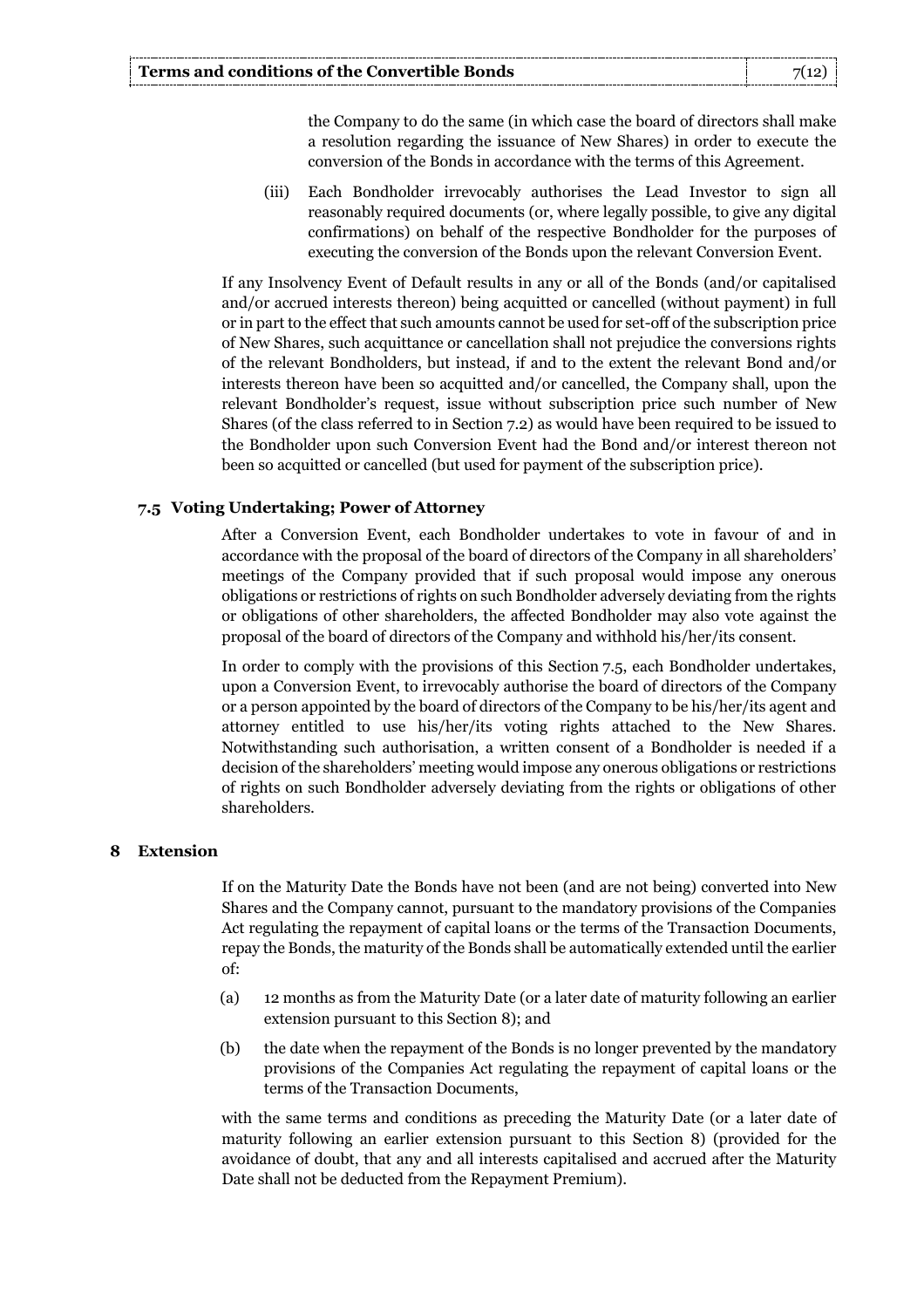the Company to do the same (in which case the board of directors shall make a resolution regarding the issuance of New Shares) in order to execute the conversion of the Bonds in accordance with the terms of this Agreement.

(iii) Each Bondholder irrevocably authorises the Lead Investor to sign all reasonably required documents (or, where legally possible, to give any digital confirmations) on behalf of the respective Bondholder for the purposes of executing the conversion of the Bonds upon the relevant Conversion Event.

If any Insolvency Event of Default results in any or all of the Bonds (and/or capitalised and/or accrued interests thereon) being acquitted or cancelled (without payment) in full or in part to the effect that such amounts cannot be used for set-off of the subscription price of New Shares, such acquittance or cancellation shall not prejudice the conversions rights of the relevant Bondholders, but instead, if and to the extent the relevant Bond and/or interests thereon have been so acquitted and/or cancelled, the Company shall, upon the relevant Bondholder's request, issue without subscription price such number of New Shares (of the class referred to in Section 7.2) as would have been required to be issued to the Bondholder upon such Conversion Event had the Bond and/or interest thereon not been so acquitted or cancelled (but used for payment of the subscription price).

### 7.5 Voting Undertaking; Power of Attorney

After a Conversion Event, each Bondholder undertakes to vote in favour of and in accordance with the proposal of the board of directors of the Company in all shareholders' meetings of the Company provided that if such proposal would impose any onerous obligations or restrictions of rights on such Bondholder adversely deviating from the rights or obligations of other shareholders, the affected Bondholder may also vote against the proposal of the board of directors of the Company and withhold his/her/its consent.

In order to comply with the provisions of this Section 7.5, each Bondholder undertakes, upon a Conversion Event, to irrevocably authorise the board of directors of the Company or a person appointed by the board of directors of the Company to be his/her/its agent and attorney entitled to use his/her/its voting rights attached to the New Shares. Notwithstanding such authorisation, a written consent of a Bondholder is needed if a decision of the shareholders' meeting would impose any onerous obligations or restrictions of rights on such Bondholder adversely deviating from the rights or obligations of other shareholders.

## 8 Extension

If on the Maturity Date the Bonds have not been (and are not being) converted into New Shares and the Company cannot, pursuant to the mandatory provisions of the Companies Act regulating the repayment of capital loans or the terms of the Transaction Documents, repay the Bonds, the maturity of the Bonds shall be automatically extended until the earlier of:

(a) 12 months as from the Maturity Date (or a later date of maturity following an earlier extension pursuant to this Section 8); and

(b) the date when the repayment of the Bonds is no longer prevented by the mandatory provisions of the Companies Act regulating the repayment of capital loans or the terms of the Transaction Documents,

with the same terms and conditions as preceding the Maturity Date (or a later date of maturity following an earlier extension pursuant to this Section 8) (provided for the avoidance of doubt, that any and all interests capitalised and accrued after the Maturity Date shall not be deducted from the Repayment Premium).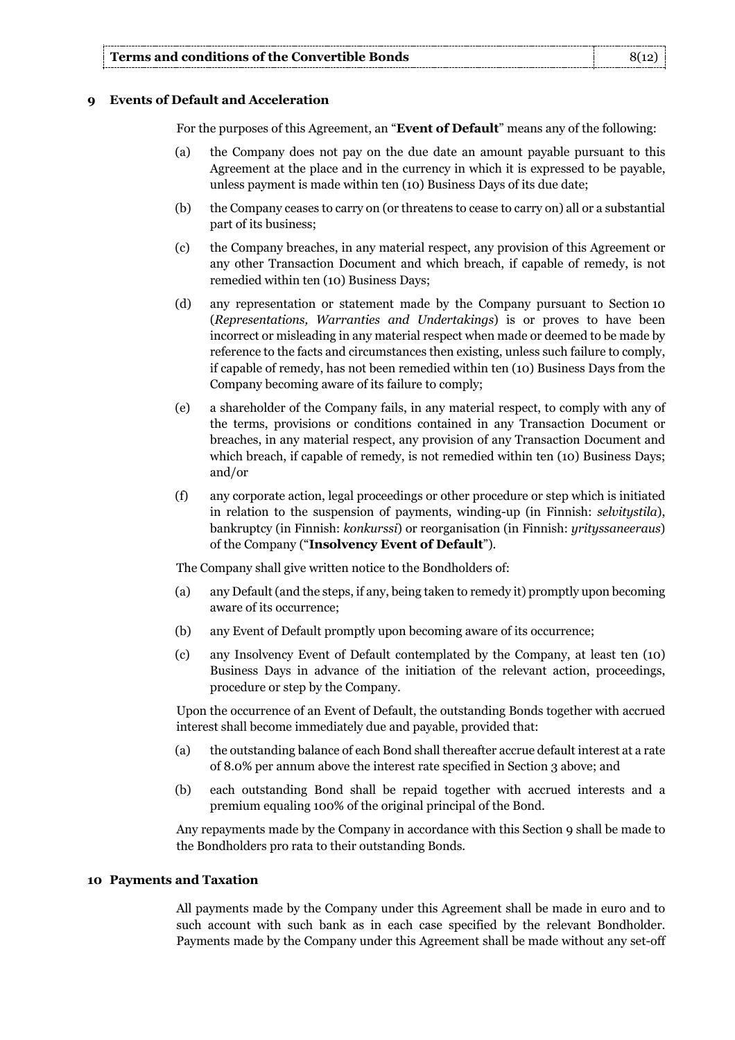## 9 Events of Default and Acceleration

For the purposes of this Agreement, an "**Event of Default**" means any of the following:

(a) the Company does not pay on the due date an amount payable pursuant to this Agreement at the place and in the currency in which it is expressed to be payable, unless payment is made within ten (10) Business Days of its due date;

(b) the Company ceases to carry on (or threatens to cease to carry on) all or a substantial part of its business;

(c) the Company breaches, in any material respect, any provision of this Agreement or any other Transaction Document and which breach, if capable of remedy, is not remedied within ten (10) Business Days;

(d) any representation or statement made by the Company pursuant to Section 10 (*Representations, Warranties and Undertakings*) is or proves to have been incorrect or misleading in any material respect when made or deemed to be made by reference to the facts and circumstances then existing, unless such failure to comply, if capable of remedy, has not been remedied within ten (10) Business Days from the Company becoming aware of its failure to comply;

(e) a shareholder of the Company fails, in any material respect, to comply with any of the terms, provisions or conditions contained in any Transaction Document or breaches, in any material respect, any provision of any Transaction Document and which breach, if capable of remedy, is not remedied within ten (10) Business Days; and/or

(f) any corporate action, legal proceedings or other procedure or step which is initiated in relation to the suspension of payments, winding-up (in Finnish: *selvitystila*), bankruptcy (in Finnish: *konkurssi*) or reorganisation (in Finnish: *yrityssaneeraus*) of the Company ("**Insolvency Event of Default**").

The Company shall give written notice to the Bondholders of:

(a) any Default (and the steps, if any, being taken to remedy it) promptly upon becoming aware of its occurrence;

(b) any Event of Default promptly upon becoming aware of its occurrence;

(c) any Insolvency Event of Default contemplated by the Company, at least ten (10) Business Days in advance of the initiation of the relevant action, proceedings, procedure or step by the Company.

Upon the occurrence of an Event of Default, the outstanding Bonds together with accrued interest shall become immediately due and payable, provided that:

(a) the outstanding balance of each Bond shall thereafter accrue default interest at a rate of 8.0% per annum above the interest rate specified in Section 3 above; and

(b) each outstanding Bond shall be repaid together with accrued interests and a premium equaling 100% of the original principal of the Bond.

Any repayments made by the Company in accordance with this Section 9 shall be made to the Bondholders pro rata to their outstanding Bonds.

## 10 Payments and Taxation

All payments made by the Company under this Agreement shall be made in euro and to such account with such bank as in each case specified by the relevant Bondholder. Payments made by the Company under this Agreement shall be made without any set-off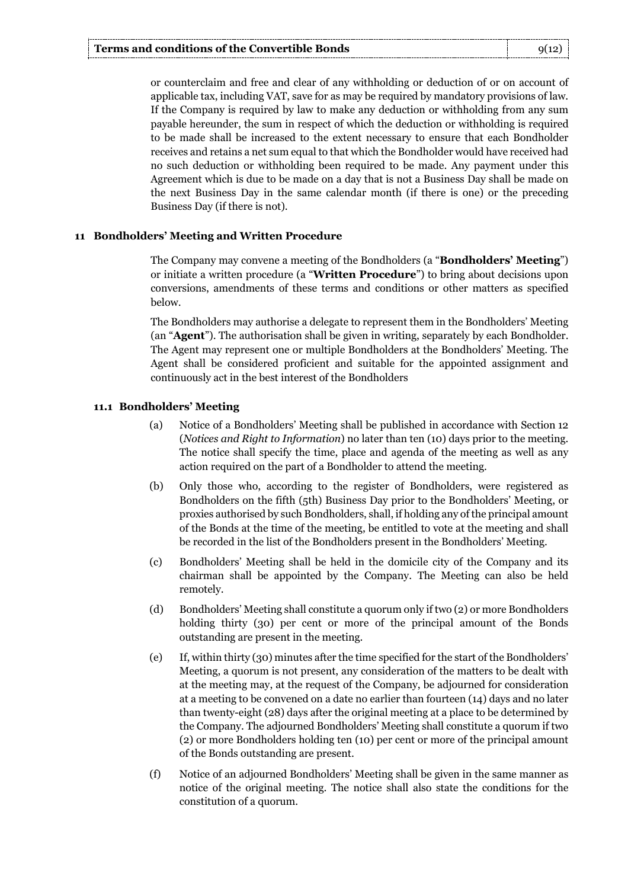or counterclaim and free and clear of any withholding or deduction of or on account of applicable tax, including VAT, save for as may be required by mandatory provisions of law. If the Company is required by law to make any deduction or withholding from any sum payable hereunder, the sum in respect of which the deduction or withholding is required to be made shall be increased to the extent necessary to ensure that each Bondholder receives and retains a net sum equal to that which the Bondholder would have received had no such deduction or withholding been required to be made. Any payment under this Agreement which is due to be made on a day that is not a Business Day shall be made on the next Business Day in the same calendar month (if there is one) or the preceding Business Day (if there is not).

## 11 Bondholders' Meeting and Written Procedure

The Company may convene a meeting of the Bondholders (a "**Bondholders' Meeting**") or initiate a written procedure (a "**Written Procedure**") to bring about decisions upon conversions, amendments of these terms and conditions or other matters as specified below.

The Bondholders may authorise a delegate to represent them in the Bondholders' Meeting (an "**Agent**"). The authorisation shall be given in writing, separately by each Bondholder. The Agent may represent one or multiple Bondholders at the Bondholders' Meeting. The Agent shall be considered proficient and suitable for the appointed assignment and continuously act in the best interest of the Bondholders

### 11.1 Bondholders' Meeting

(a) Notice of a Bondholders' Meeting shall be published in accordance with Section 12 (*Notices and Right to Information*) no later than ten (10) days prior to the meeting. The notice shall specify the time, place and agenda of the meeting as well as any action required on the part of a Bondholder to attend the meeting.

(b) Only those who, according to the register of Bondholders, were registered as Bondholders on the fifth (5th) Business Day prior to the Bondholders' Meeting, or proxies authorised by such Bondholders, shall, if holding any of the principal amount of the Bonds at the time of the meeting, be entitled to vote at the meeting and shall be recorded in the list of the Bondholders present in the Bondholders' Meeting.

(c) Bondholders' Meeting shall be held in the domicile city of the Company and its chairman shall be appointed by the Company. The Meeting can also be held remotely.

(d) Bondholders' Meeting shall constitute a quorum only if two (2) or more Bondholders holding thirty (30) per cent or more of the principal amount of the Bonds outstanding are present in the meeting.

(e) If, within thirty (30) minutes after the time specified for the start of the Bondholders' Meeting, a quorum is not present, any consideration of the matters to be dealt with at the meeting may, at the request of the Company, be adjourned for consideration at a meeting to be convened on a date no earlier than fourteen (14) days and no later than twenty-eight (28) days after the original meeting at a place to be determined by the Company. The adjourned Bondholders' Meeting shall constitute a quorum if two (2) or more Bondholders holding ten (10) per cent or more of the principal amount of the Bonds outstanding are present.

(f) Notice of an adjourned Bondholders' Meeting shall be given in the same manner as notice of the original meeting. The notice shall also state the conditions for the constitution of a quorum.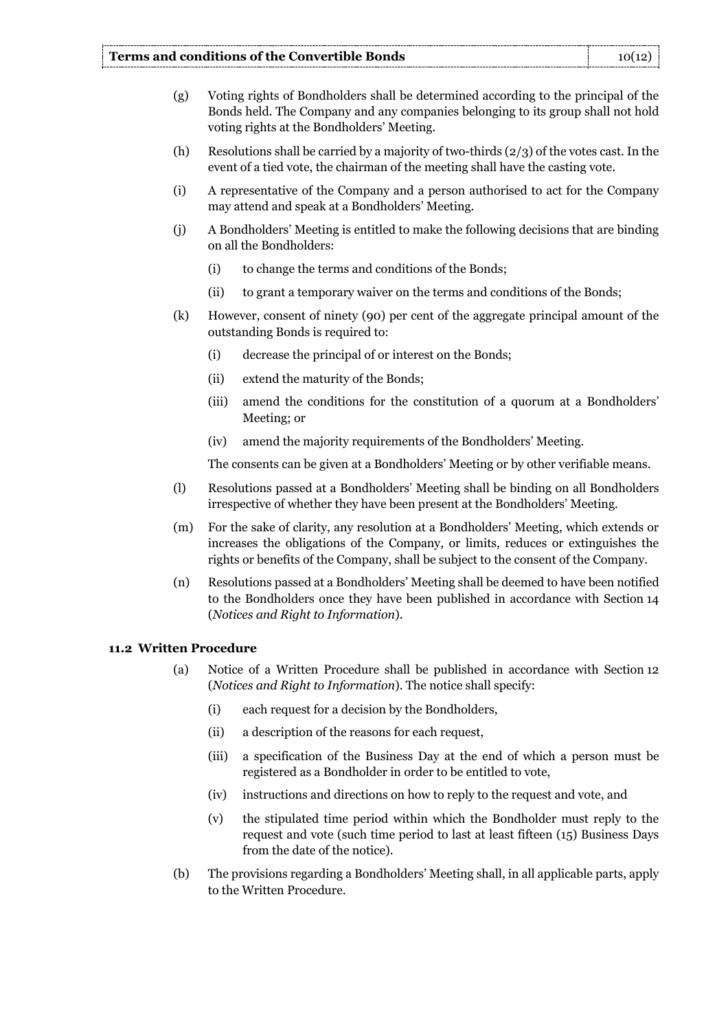(g) Voting rights of Bondholders shall be determined according to the principal of the Bonds held. The Company and any companies belonging to its group shall not hold voting rights at the Bondholders' Meeting.

(h) Resolutions shall be carried by a majority of two-thirds (2/3) of the votes cast. In the event of a tied vote, the chairman of the meeting shall have the casting vote.

(i) A representative of the Company and a person authorised to act for the Company may attend and speak at a Bondholders' Meeting.

(j) A Bondholders' Meeting is entitled to make the following decisions that are binding on all the Bondholders:

   (i) to change the terms and conditions of the Bonds;

   (ii) to grant a temporary waiver on the terms and conditions of the Bonds;

(k) However, consent of ninety (90) per cent of the aggregate principal amount of the outstanding Bonds is required to:

   (i) decrease the principal of or interest on the Bonds;

   (ii) extend the maturity of the Bonds;

   (iii) amend the conditions for the constitution of a quorum at a Bondholders' Meeting; or

   (iv) amend the majority requirements of the Bondholders' Meeting.

   The consents can be given at a Bondholders' Meeting or by other verifiable means.

(l) Resolutions passed at a Bondholders' Meeting shall be binding on all Bondholders irrespective of whether they have been present at the Bondholders' Meeting.

(m) For the sake of clarity, any resolution at a Bondholders' Meeting, which extends or increases the obligations of the Company, or limits, reduces or extinguishes the rights or benefits of the Company, shall be subject to the consent of the Company.

(n) Resolutions passed at a Bondholders' Meeting shall be deemed to have been notified to the Bondholders once they have been published in accordance with Section 14 (*Notices and Right to Information*).

### 11.2 Written Procedure

(a) Notice of a Written Procedure shall be published in accordance with Section 12 (*Notices and Right to Information*). The notice shall specify:

   (i) each request for a decision by the Bondholders,

   (ii) a description of the reasons for each request,

   (iii) a specification of the Business Day at the end of which a person must be registered as a Bondholder in order to be entitled to vote,

   (iv) instructions and directions on how to reply to the request and vote, and

   (v) the stipulated time period within which the Bondholder must reply to the request and vote (such time period to last at least fifteen (15) Business Days from the date of the notice).

(b) The provisions regarding a Bondholders' Meeting shall, in all applicable parts, apply to the Written Procedure.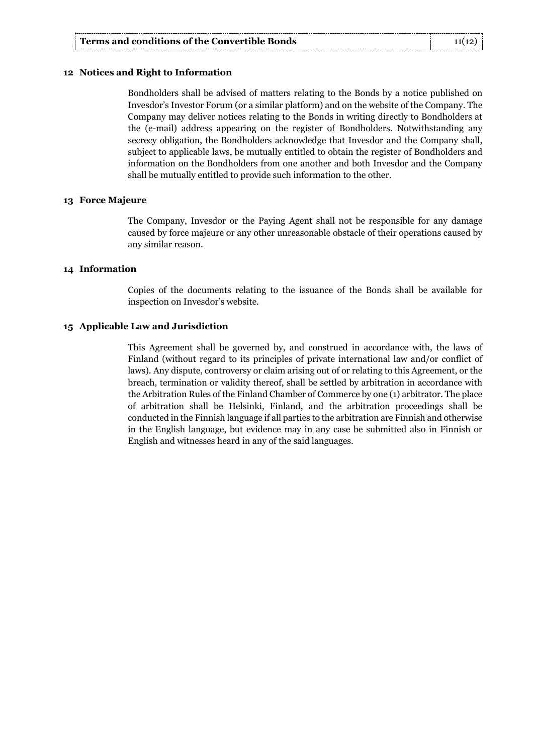## 12 Notices and Right to Information

Bondholders shall be advised of matters relating to the Bonds by a notice published on Invesdor's Investor Forum (or a similar platform) and on the website of the Company. The Company may deliver notices relating to the Bonds in writing directly to Bondholders at the (e-mail) address appearing on the register of Bondholders. Notwithstanding any secrecy obligation, the Bondholders acknowledge that Invesdor and the Company shall, subject to applicable laws, be mutually entitled to obtain the register of Bondholders and information on the Bondholders from one another and both Invesdor and the Company shall be mutually entitled to provide such information to the other.

## 13 Force Majeure

The Company, Invesdor or the Paying Agent shall not be responsible for any damage caused by force majeure or any other unreasonable obstacle of their operations caused by any similar reason.

## 14 Information

Copies of the documents relating to the issuance of the Bonds shall be available for inspection on Invesdor's website.

## 15 Applicable Law and Jurisdiction

This Agreement shall be governed by, and construed in accordance with, the laws of Finland (without regard to its principles of private international law and/or conflict of laws). Any dispute, controversy or claim arising out of or relating to this Agreement, or the breach, termination or validity thereof, shall be settled by arbitration in accordance with the Arbitration Rules of the Finland Chamber of Commerce by one (1) arbitrator. The place of arbitration shall be Helsinki, Finland, and the arbitration proceedings shall be conducted in the Finnish language if all parties to the arbitration are Finnish and otherwise in the English language, but evidence may in any case be submitted also in Finnish or English and witnesses heard in any of the said languages.